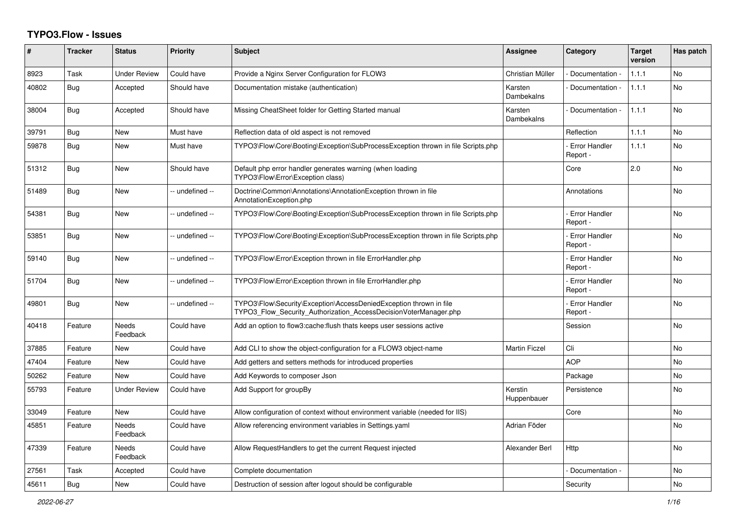# TYPO3.Flow - Issues

| # | Tracker | Status | Priority | Subject | Assignee | Category | Target version | Has patch |
|---|---|---|---|---|---|---|---|---|
| 8923 | Task | Under Review | Could have | Provide a Nginx Server Configuration for FLOW3 | Christian Müller | - Documentation - | 1.1.1 | No |
| 40802 | Bug | Accepted | Should have | Documentation mistake (authentication) | Karsten Dambekalns | - Documentation - | 1.1.1 | No |
| 38004 | Bug | Accepted | Should have | Missing CheatSheet folder for Getting Started manual | Karsten Dambekalns | - Documentation - | 1.1.1 | No |
| 39791 | Bug | New | Must have | Reflection data of old aspect is not removed | | Reflection | 1.1.1 | No |
| 59878 | Bug | New | Must have | TYPO3\Flow\Core\Booting\Exception\SubProcessException thrown in file Scripts.php | | - Error Handler Report - | 1.1.1 | No |
| 51312 | Bug | New | Should have | Default php error handler generates warning (when loading TYPO3\Flow\Error\Exception class) | | Core | 2.0 | No |
| 51489 | Bug | New | -- undefined -- | Doctrine\Common\Annotations\AnnotationException thrown in file AnnotationException.php | | Annotations | | No |
| 54381 | Bug | New | -- undefined -- | TYPO3\Flow\Core\Booting\Exception\SubProcessException thrown in file Scripts.php | | - Error Handler Report - | | No |
| 53851 | Bug | New | -- undefined -- | TYPO3\Flow\Core\Booting\Exception\SubProcessException thrown in file Scripts.php | | - Error Handler Report - | | No |
| 59140 | Bug | New | -- undefined -- | TYPO3\Flow\Error\Exception thrown in file ErrorHandler.php | | - Error Handler Report - | | No |
| 51704 | Bug | New | -- undefined -- | TYPO3\Flow\Error\Exception thrown in file ErrorHandler.php | | - Error Handler Report - | | No |
| 49801 | Bug | New | -- undefined -- | TYPO3\Flow\Security\Exception\AccessDeniedException thrown in file TYPO3_Flow_Security_Authorization_AccessDecisionVoterManager.php | | - Error Handler Report - | | No |
| 40418 | Feature | Needs Feedback | Could have | Add an option to flow3:cache:flush thats keeps user sessions active | | Session | | No |
| 37885 | Feature | New | Could have | Add CLI to show the object-configuration for a FLOW3 object-name | Martin Ficzel | Cli | | No |
| 47404 | Feature | New | Could have | Add getters and setters methods for introduced properties | | AOP | | No |
| 50262 | Feature | New | Could have | Add Keywords to composer Json | | Package | | No |
| 55793 | Feature | Under Review | Could have | Add Support for groupBy | Kerstin Huppenbauer | Persistence | | No |
| 33049 | Feature | New | Could have | Allow configuration of context without environment variable (needed for IIS) | | Core | | No |
| 45851 | Feature | Needs Feedback | Could have | Allow referencing environment variables in Settings.yaml | Adrian Föder | | | No |
| 47339 | Feature | Needs Feedback | Could have | Allow RequestHandlers to get the current Request injected | Alexander Berl | Http | | No |
| 27561 | Task | Accepted | Could have | Complete documentation | | - Documentation - | | No |
| 45611 | Bug | New | Could have | Destruction of session after logout should be configurable | | Security | | No |

*2022-06-27*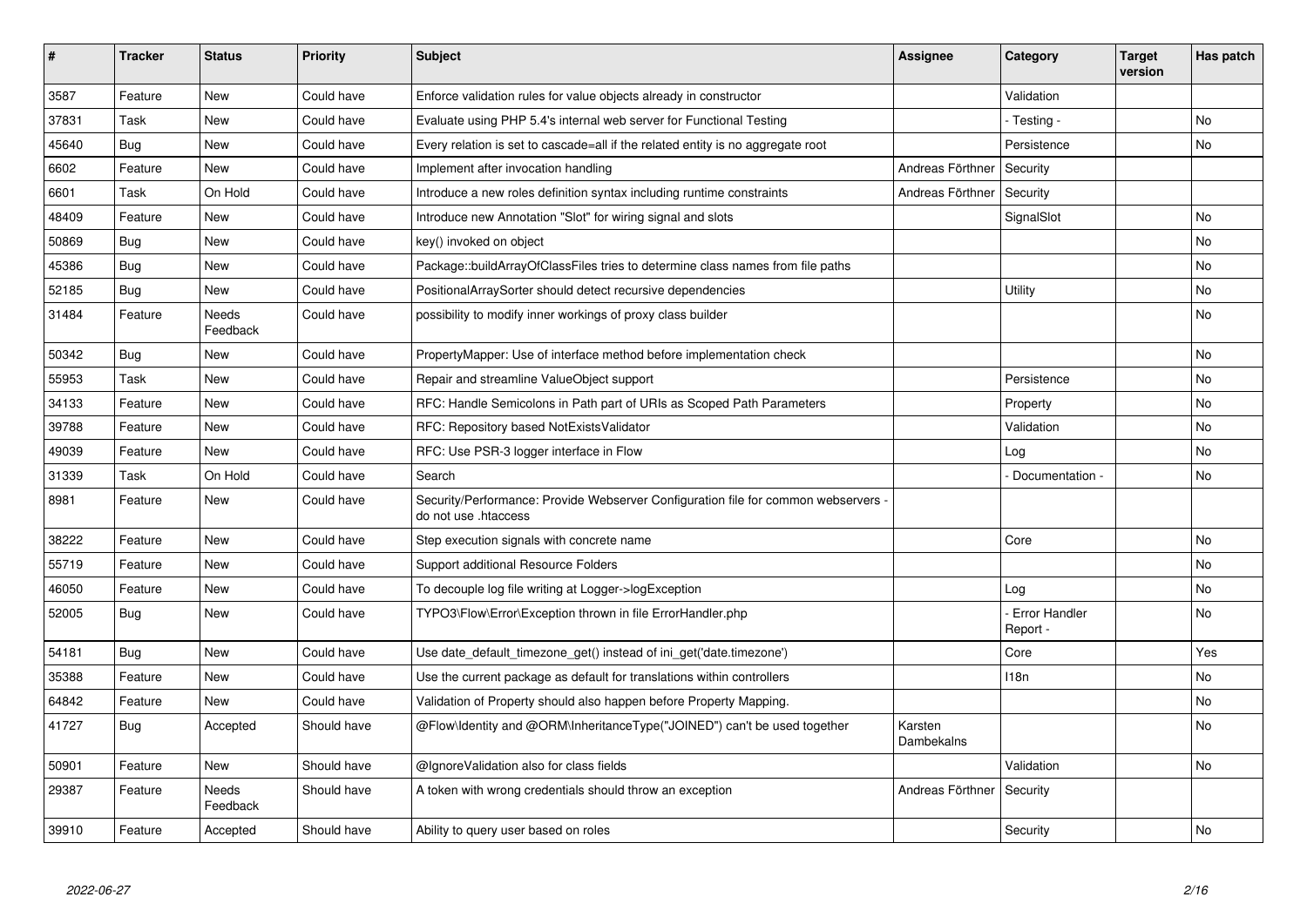| # | Tracker | Status | Priority | Subject | Assignee | Category | Target version | Has patch |
|---|---|---|---|---|---|---|---|---|
| 3587 | Feature | New | Could have | Enforce validation rules for value objects already in constructor | | Validation | | |
| 37831 | Task | New | Could have | Evaluate using PHP 5.4's internal web server for Functional Testing | | - Testing - | | No |
| 45640 | Bug | New | Could have | Every relation is set to cascade=all if the related entity is no aggregate root | | Persistence | | No |
| 6602 | Feature | New | Could have | Implement after invocation handling | Andreas Förthner | Security | | |
| 6601 | Task | On Hold | Could have | Introduce a new roles definition syntax including runtime constraints | Andreas Förthner | Security | | |
| 48409 | Feature | New | Could have | Introduce new Annotation "Slot" for wiring signal and slots | | SignalSlot | | No |
| 50869 | Bug | New | Could have | key() invoked on object | | | | No |
| 45386 | Bug | New | Could have | Package::buildArrayOfClassFiles tries to determine class names from file paths | | | | No |
| 52185 | Bug | New | Could have | PositionalArraySorter should detect recursive dependencies | | Utility | | No |
| 31484 | Feature | Needs Feedback | Could have | possibility to modify inner workings of proxy class builder | | | | No |
| 50342 | Bug | New | Could have | PropertyMapper: Use of interface method before implementation check | | | | No |
| 55953 | Task | New | Could have | Repair and streamline ValueObject support | | Persistence | | No |
| 34133 | Feature | New | Could have | RFC: Handle Semicolons in Path part of URIs as Scoped Path Parameters | | Property | | No |
| 39788 | Feature | New | Could have | RFC: Repository based NotExistsValidator | | Validation | | No |
| 49039 | Feature | New | Could have | RFC: Use PSR-3 logger interface in Flow | | Log | | No |
| 31339 | Task | On Hold | Could have | Search | | - Documentation - | | No |
| 8981 | Feature | New | Could have | Security/Performance: Provide Webserver Configuration file for common webservers - do not use .htaccess | | | | |
| 38222 | Feature | New | Could have | Step execution signals with concrete name | | Core | | No |
| 55719 | Feature | New | Could have | Support additional Resource Folders | | | | No |
| 46050 | Feature | New | Could have | To decouple log file writing at Logger->logException | | Log | | No |
| 52005 | Bug | New | Could have | TYPO3\Flow\Error\Exception thrown in file ErrorHandler.php | | - Error Handler Report - | | No |
| 54181 | Bug | New | Could have | Use date_default_timezone_get() instead of ini_get('date.timezone') | | Core | | Yes |
| 35388 | Feature | New | Could have | Use the current package as default for translations within controllers | | I18n | | No |
| 64842 | Feature | New | Could have | Validation of Property should also happen before Property Mapping. | | | | No |
| 41727 | Bug | Accepted | Should have | @Flow\Identity and @ORM\InheritanceType("JOINED") can't be used together | Karsten Dambekalns | | | No |
| 50901 | Feature | New | Should have | @IgnoreValidation also for class fields | | Validation | | No |
| 29387 | Feature | Needs Feedback | Should have | A token with wrong credentials should throw an exception | Andreas Förthner | Security | | |
| 39910 | Feature | Accepted | Should have | Ability to query user based on roles | | Security | | No |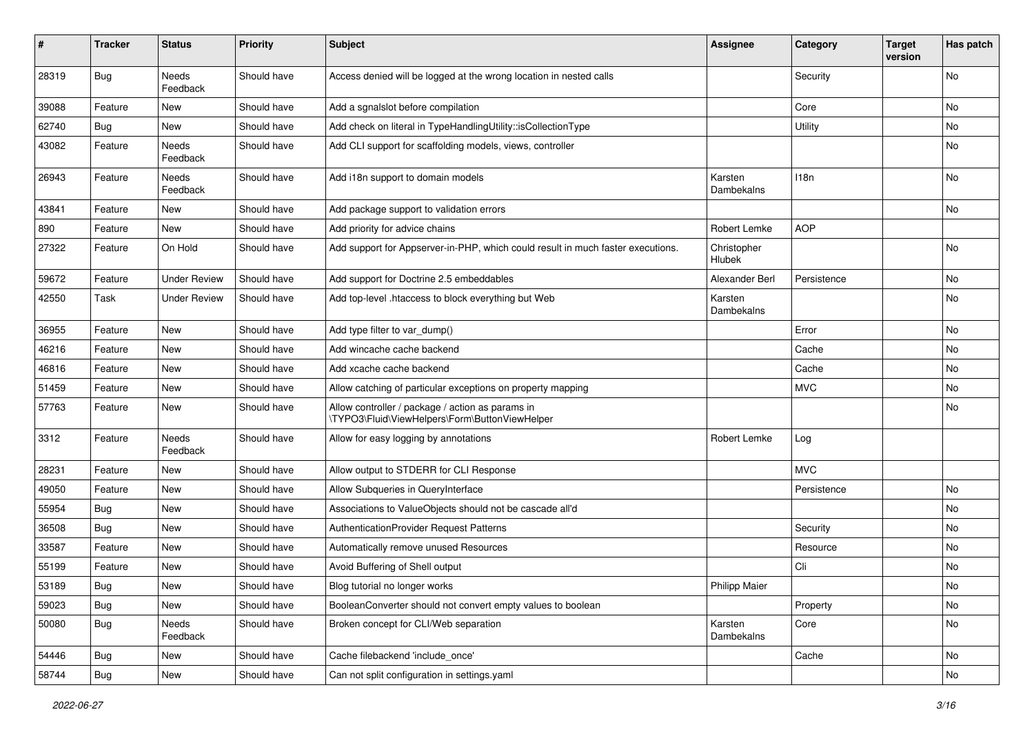| # | Tracker | Status | Priority | Subject | Assignee | Category | Target version | Has patch |
|---|---|---|---|---|---|---|---|---|
| 28319 | Bug | Needs Feedback | Should have | Access denied will be logged at the wrong location in nested calls | | Security | | No |
| 39088 | Feature | New | Should have | Add a sgnalslot before compilation | | Core | | No |
| 62740 | Bug | New | Should have | Add check on literal in TypeHandlingUtility::isCollectionType | | Utility | | No |
| 43082 | Feature | Needs Feedback | Should have | Add CLI support for scaffolding models, views, controller | | | | No |
| 26943 | Feature | Needs Feedback | Should have | Add i18n support to domain models | Karsten Dambekalns | I18n | | No |
| 43841 | Feature | New | Should have | Add package support to validation errors | | | | No |
| 890 | Feature | New | Should have | Add priority for advice chains | Robert Lemke | AOP | | |
| 27322 | Feature | On Hold | Should have | Add support for Appserver-in-PHP, which could result in much faster executions. | Christopher Hlubek | | | No |
| 59672 | Feature | Under Review | Should have | Add support for Doctrine 2.5 embeddables | Alexander Berl | Persistence | | No |
| 42550 | Task | Under Review | Should have | Add top-level .htaccess to block everything but Web | Karsten Dambekalns | | | No |
| 36955 | Feature | New | Should have | Add type filter to var_dump() | | Error | | No |
| 46216 | Feature | New | Should have | Add wincache cache backend | | Cache | | No |
| 46816 | Feature | New | Should have | Add xcache cache backend | | Cache | | No |
| 51459 | Feature | New | Should have | Allow catching of particular exceptions on property mapping | | MVC | | No |
| 57763 | Feature | New | Should have | Allow controller / package / action as params in \TYPO3\Fluid\ViewHelpers\Form\ButtonViewHelper | | | | No |
| 3312 | Feature | Needs Feedback | Should have | Allow for easy logging by annotations | Robert Lemke | Log | | |
| 28231 | Feature | New | Should have | Allow output to STDERR for CLI Response | | MVC | | |
| 49050 | Feature | New | Should have | Allow Subqueries in QueryInterface | | Persistence | | No |
| 55954 | Bug | New | Should have | Associations to ValueObjects should not be cascade all'd | | | | No |
| 36508 | Bug | New | Should have | AuthenticationProvider Request Patterns | | Security | | No |
| 33587 | Feature | New | Should have | Automatically remove unused Resources | | Resource | | No |
| 55199 | Feature | New | Should have | Avoid Buffering of Shell output | | Cli | | No |
| 53189 | Bug | New | Should have | Blog tutorial no longer works | Philipp Maier | | | No |
| 59023 | Bug | New | Should have | BooleanConverter should not convert empty values to boolean | | Property | | No |
| 50080 | Bug | Needs Feedback | Should have | Broken concept for CLI/Web separation | Karsten Dambekalns | Core | | No |
| 54446 | Bug | New | Should have | Cache filebackend 'include_once' | | Cache | | No |
| 58744 | Bug | New | Should have | Can not split configuration in settings.yaml | | | | No |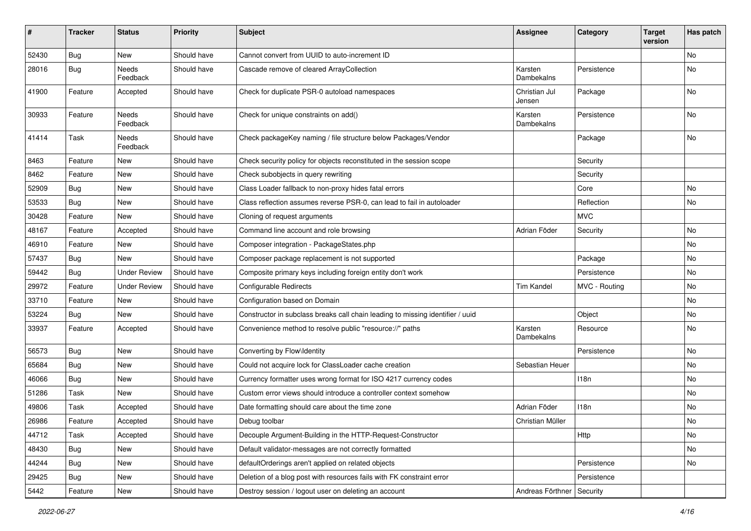| # | Tracker | Status | Priority | Subject | Assignee | Category | Target version | Has patch |
|---|---|---|---|---|---|---|---|---|
| 52430 | Bug | New | Should have | Cannot convert from UUID to auto-increment ID | | | | No |
| 28016 | Bug | Needs Feedback | Should have | Cascade remove of cleared ArrayCollection | Karsten Dambekalns | Persistence | | No |
| 41900 | Feature | Accepted | Should have | Check for duplicate PSR-0 autoload namespaces | Christian Jul Jensen | Package | | No |
| 30933 | Feature | Needs Feedback | Should have | Check for unique constraints on add() | Karsten Dambekalns | Persistence | | No |
| 41414 | Task | Needs Feedback | Should have | Check packageKey naming / file structure below Packages/Vendor | | Package | | No |
| 8463 | Feature | New | Should have | Check security policy for objects reconstituted in the session scope | | Security | | |
| 8462 | Feature | New | Should have | Check subobjects in query rewriting | | Security | | |
| 52909 | Bug | New | Should have | Class Loader fallback to non-proxy hides fatal errors | | Core | | No |
| 53533 | Bug | New | Should have | Class reflection assumes reverse PSR-0, can lead to fail in autoloader | | Reflection | | No |
| 30428 | Feature | New | Should have | Cloning of request arguments | | MVC | | |
| 48167 | Feature | Accepted | Should have | Command line account and role browsing | Adrian Föder | Security | | No |
| 46910 | Feature | New | Should have | Composer integration - PackageStates.php | | | | No |
| 57437 | Bug | New | Should have | Composer package replacement is not supported | | Package | | No |
| 59442 | Bug | Under Review | Should have | Composite primary keys including foreign entity don't work | | Persistence | | No |
| 29972 | Feature | Under Review | Should have | Configurable Redirects | Tim Kandel | MVC - Routing | | No |
| 33710 | Feature | New | Should have | Configuration based on Domain | | | | No |
| 53224 | Bug | New | Should have | Constructor in subclass breaks call chain leading to missing identifier / uuid | | Object | | No |
| 33937 | Feature | Accepted | Should have | Convenience method to resolve public "resource://" paths | Karsten Dambekalns | Resource | | No |
| 56573 | Bug | New | Should have | Converting by Flow\Identity | | Persistence | | No |
| 65684 | Bug | New | Should have | Could not acquire lock for ClassLoader cache creation | Sebastian Heuer | | | No |
| 46066 | Bug | New | Should have | Currency formatter uses wrong format for ISO 4217 currency codes | | I18n | | No |
| 51286 | Task | New | Should have | Custom error views should introduce a controller context somehow | | | | No |
| 49806 | Task | Accepted | Should have | Date formatting should care about the time zone | Adrian Föder | I18n | | No |
| 26986 | Feature | Accepted | Should have | Debug toolbar | Christian Müller | | | No |
| 44712 | Task | Accepted | Should have | Decouple Argument-Building in the HTTP-Request-Constructor | | Http | | No |
| 48430 | Bug | New | Should have | Default validator-messages are not correctly formatted | | | | No |
| 44244 | Bug | New | Should have | defaultOrderings aren't applied on related objects | | Persistence | | No |
| 29425 | Bug | New | Should have | Deletion of a blog post with resources fails with FK constraint error | | Persistence | | |
| 5442 | Feature | New | Should have | Destroy session / logout user on deleting an account | Andreas Förthner | Security | | |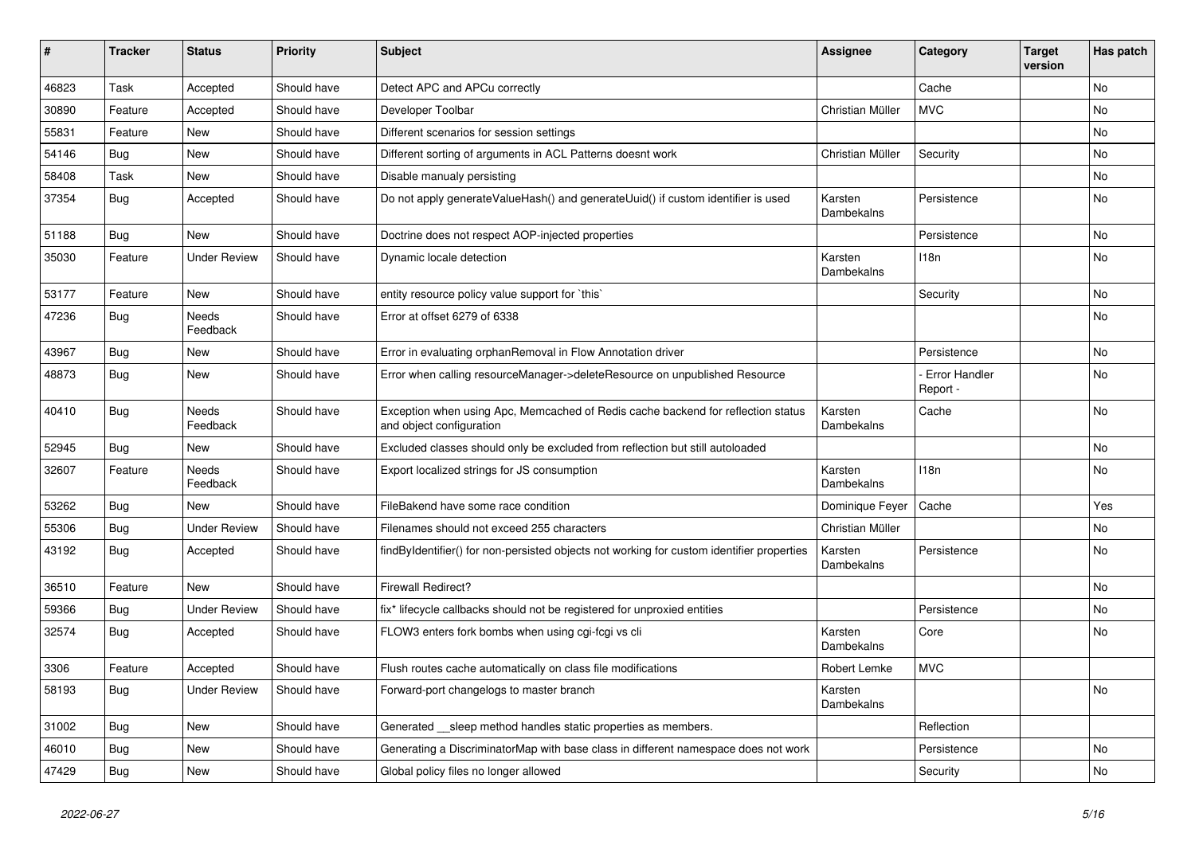| # | Tracker | Status | Priority | Subject | Assignee | Category | Target version | Has patch |
|---|---|---|---|---|---|---|---|---|
| 46823 | Task | Accepted | Should have | Detect APC and APCu correctly | | Cache | | No |
| 30890 | Feature | Accepted | Should have | Developer Toolbar | Christian Müller | MVC | | No |
| 55831 | Feature | New | Should have | Different scenarios for session settings | | | | No |
| 54146 | Bug | New | Should have | Different sorting of arguments in ACL Patterns doesnt work | Christian Müller | Security | | No |
| 58408 | Task | New | Should have | Disable manualy persisting | | | | No |
| 37354 | Bug | Accepted | Should have | Do not apply generateValueHash() and generateUuid() if custom identifier is used | Karsten Dambekalns | Persistence | | No |
| 51188 | Bug | New | Should have | Doctrine does not respect AOP-injected properties | | Persistence | | No |
| 35030 | Feature | Under Review | Should have | Dynamic locale detection | Karsten Dambekalns | I18n | | No |
| 53177 | Feature | New | Should have | entity resource policy value support for `this` | | Security | | No |
| 47236 | Bug | Needs Feedback | Should have | Error at offset 6279 of 6338 | | | | No |
| 43967 | Bug | New | Should have | Error in evaluating orphanRemoval in Flow Annotation driver | | Persistence | | No |
| 48873 | Bug | New | Should have | Error when calling resourceManager->deleteResource on unpublished Resource | | - Error Handler Report - | | No |
| 40410 | Bug | Needs Feedback | Should have | Exception when using Apc, Memcached of Redis cache backend for reflection status and object configuration | Karsten Dambekalns | Cache | | No |
| 52945 | Bug | New | Should have | Excluded classes should only be excluded from reflection but still autoloaded | | | | No |
| 32607 | Feature | Needs Feedback | Should have | Export localized strings for JS consumption | Karsten Dambekalns | I18n | | No |
| 53262 | Bug | New | Should have | FileBakend have some race condition | Dominique Feyer | Cache | | Yes |
| 55306 | Bug | Under Review | Should have | Filenames should not exceed 255 characters | Christian Müller | | | No |
| 43192 | Bug | Accepted | Should have | findByIdentifier() for non-persisted objects not working for custom identifier properties | Karsten Dambekalns | Persistence | | No |
| 36510 | Feature | New | Should have | Firewall Redirect? | | | | No |
| 59366 | Bug | Under Review | Should have | fix* lifecycle callbacks should not be registered for unproxied entities | | Persistence | | No |
| 32574 | Bug | Accepted | Should have | FLOW3 enters fork bombs when using cgi-fcgi vs cli | Karsten Dambekalns | Core | | No |
| 3306 | Feature | Accepted | Should have | Flush routes cache automatically on class file modifications | Robert Lemke | MVC | | |
| 58193 | Bug | Under Review | Should have | Forward-port changelogs to master branch | Karsten Dambekalns | | | No |
| 31002 | Bug | New | Should have | Generated __sleep method handles static properties as members. | | Reflection | | |
| 46010 | Bug | New | Should have | Generating a DiscriminatorMap with base class in different namespace does not work | | Persistence | | No |
| 47429 | Bug | New | Should have | Global policy files no longer allowed | | Security | | No |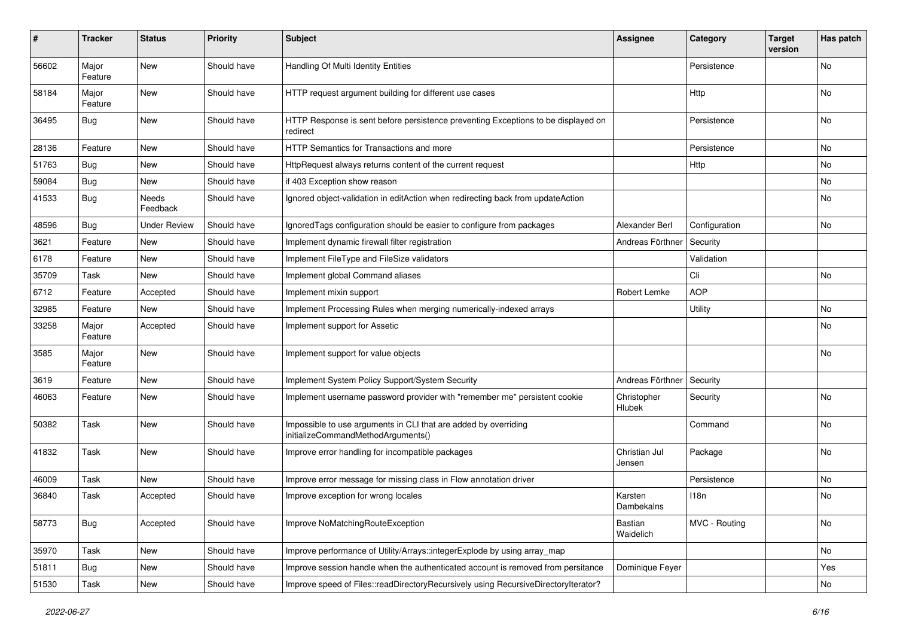| # | Tracker | Status | Priority | Subject | Assignee | Category | Target version | Has patch |
|---|---|---|---|---|---|---|---|---|
| 56602 | Major Feature | New | Should have | Handling Of Multi Identity Entities | | Persistence | | No |
| 58184 | Major Feature | New | Should have | HTTP request argument building for different use cases | | Http | | No |
| 36495 | Bug | New | Should have | HTTP Response is sent before persistence preventing Exceptions to be displayed on redirect | | Persistence | | No |
| 28136 | Feature | New | Should have | HTTP Semantics for Transactions and more | | Persistence | | No |
| 51763 | Bug | New | Should have | HttpRequest always returns content of the current request | | Http | | No |
| 59084 | Bug | New | Should have | if 403 Exception show reason | | | | No |
| 41533 | Bug | Needs Feedback | Should have | Ignored object-validation in editAction when redirecting back from updateAction | | | | No |
| 48596 | Bug | Under Review | Should have | IgnoredTags configuration should be easier to configure from packages | Alexander Berl | Configuration | | No |
| 3621 | Feature | New | Should have | Implement dynamic firewall filter registration | Andreas Förthner | Security | | |
| 6178 | Feature | New | Should have | Implement FileType and FileSize validators | | Validation | | |
| 35709 | Task | New | Should have | Implement global Command aliases | | Cli | | No |
| 6712 | Feature | Accepted | Should have | Implement mixin support | Robert Lemke | AOP | | |
| 32985 | Feature | New | Should have | Implement Processing Rules when merging numerically-indexed arrays | | Utility | | No |
| 33258 | Major Feature | Accepted | Should have | Implement support for Assetic | | | | No |
| 3585 | Major Feature | New | Should have | Implement support for value objects | | | | No |
| 3619 | Feature | New | Should have | Implement System Policy Support/System Security | Andreas Förthner | Security | | |
| 46063 | Feature | New | Should have | Implement username password provider with "remember me" persistent cookie | Christopher Hlubek | Security | | No |
| 50382 | Task | New | Should have | Impossible to use arguments in CLI that are added by overriding initializeCommandMethodArguments() | | Command | | No |
| 41832 | Task | New | Should have | Improve error handling for incompatible packages | Christian Jul Jensen | Package | | No |
| 46009 | Task | New | Should have | Improve error message for missing class in Flow annotation driver | | Persistence | | No |
| 36840 | Task | Accepted | Should have | Improve exception for wrong locales | Karsten Dambekalns | I18n | | No |
| 58773 | Bug | Accepted | Should have | Improve NoMatchingRouteException | Bastian Waidelich | MVC - Routing | | No |
| 35970 | Task | New | Should have | Improve performance of Utility/Arrays::integerExplode by using array_map | | | | No |
| 51811 | Bug | New | Should have | Improve session handle when the authenticated account is removed from persitance | Dominique Feyer | | | Yes |
| 51530 | Task | New | Should have | Improve speed of Files::readDirectoryRecursively using RecursiveDirectoryIterator? | | | | No |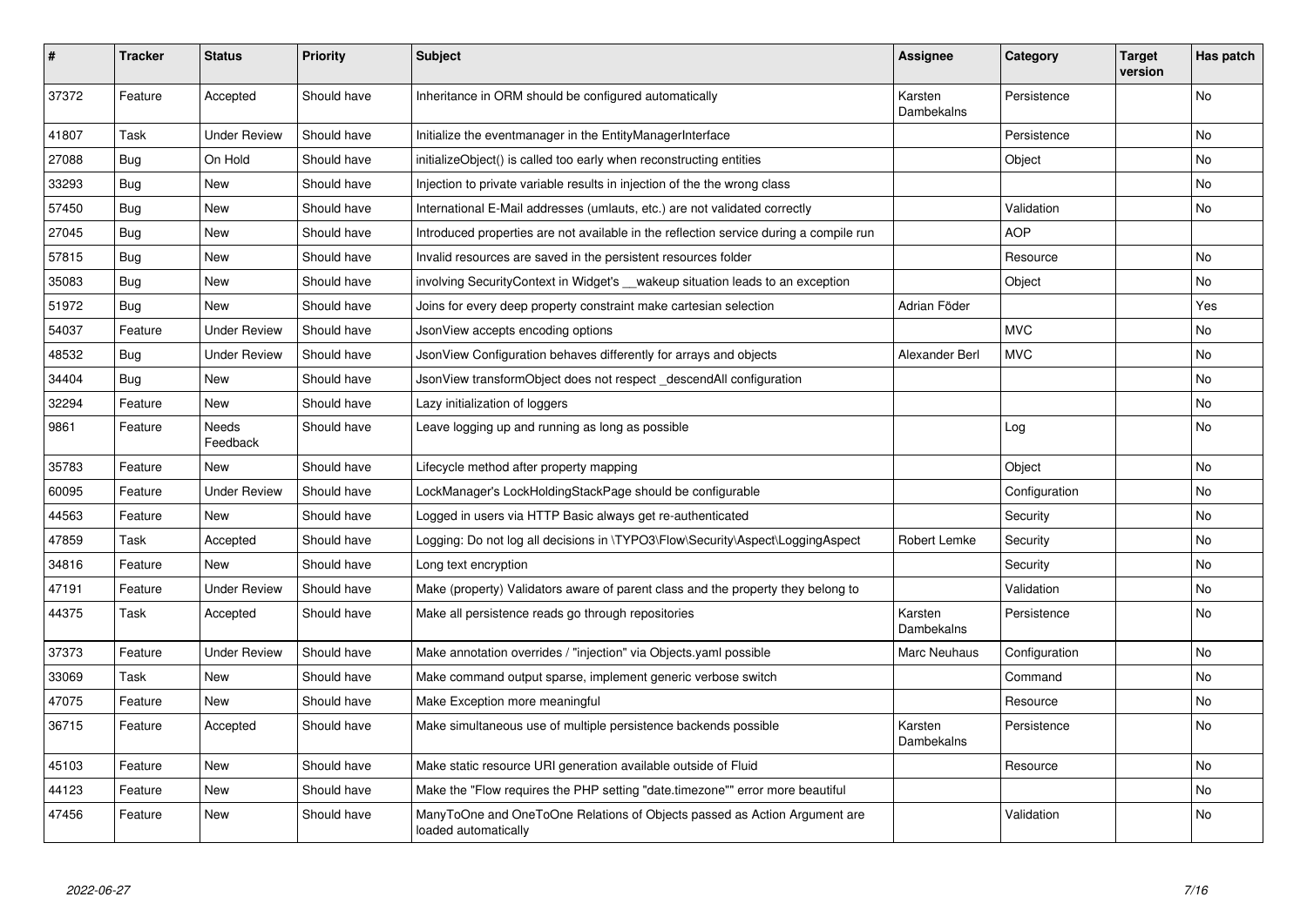| # | Tracker | Status | Priority | Subject | Assignee | Category | Target version | Has patch |
|---|---|---|---|---|---|---|---|---|
| 37372 | Feature | Accepted | Should have | Inheritance in ORM should be configured automatically | Karsten Dambekalns | Persistence | | No |
| 41807 | Task | Under Review | Should have | Initialize the eventmanager in the EntityManagerInterface | | Persistence | | No |
| 27088 | Bug | On Hold | Should have | initializeObject() is called too early when reconstructing entities | | Object | | No |
| 33293 | Bug | New | Should have | Injection to private variable results in injection of the the wrong class | | | | No |
| 57450 | Bug | New | Should have | International E-Mail addresses (umlauts, etc.) are not validated correctly | | Validation | | No |
| 27045 | Bug | New | Should have | Introduced properties are not available in the reflection service during a compile run | | AOP | | |
| 57815 | Bug | New | Should have | Invalid resources are saved in the persistent resources folder | | Resource | | No |
| 35083 | Bug | New | Should have | involving SecurityContext in Widget's __wakeup situation leads to an exception | | Object | | No |
| 51972 | Bug | New | Should have | Joins for every deep property constraint make cartesian selection | Adrian Föder | | | Yes |
| 54037 | Feature | Under Review | Should have | JsonView accepts encoding options | | MVC | | No |
| 48532 | Bug | Under Review | Should have | JsonView Configuration behaves differently for arrays and objects | Alexander Berl | MVC | | No |
| 34404 | Bug | New | Should have | JsonView transformObject does not respect _descendAll configuration | | | | No |
| 32294 | Feature | New | Should have | Lazy initialization of loggers | | | | No |
| 9861 | Feature | Needs Feedback | Should have | Leave logging up and running as long as possible | | Log | | No |
| 35783 | Feature | New | Should have | Lifecycle method after property mapping | | Object | | No |
| 60095 | Feature | Under Review | Should have | LockManager's LockHoldingStackPage should be configurable | | Configuration | | No |
| 44563 | Feature | New | Should have | Logged in users via HTTP Basic always get re-authenticated | | Security | | No |
| 47859 | Task | Accepted | Should have | Logging: Do not log all decisions in \TYPO3\Flow\Security\Aspect\LoggingAspect | Robert Lemke | Security | | No |
| 34816 | Feature | New | Should have | Long text encryption | | Security | | No |
| 47191 | Feature | Under Review | Should have | Make (property) Validators aware of parent class and the property they belong to | | Validation | | No |
| 44375 | Task | Accepted | Should have | Make all persistence reads go through repositories | Karsten Dambekalns | Persistence | | No |
| 37373 | Feature | Under Review | Should have | Make annotation overrides / "injection" via Objects.yaml possible | Marc Neuhaus | Configuration | | No |
| 33069 | Task | New | Should have | Make command output sparse, implement generic verbose switch | | Command | | No |
| 47075 | Feature | New | Should have | Make Exception more meaningful | | Resource | | No |
| 36715 | Feature | Accepted | Should have | Make simultaneous use of multiple persistence backends possible | Karsten Dambekalns | Persistence | | No |
| 45103 | Feature | New | Should have | Make static resource URI generation available outside of Fluid | | Resource | | No |
| 44123 | Feature | New | Should have | Make the "Flow requires the PHP setting "date.timezone"" error more beautiful | | | | No |
| 47456 | Feature | New | Should have | ManyToOne and OneToOne Relations of Objects passed as Action Argument are loaded automatically | | Validation | | No |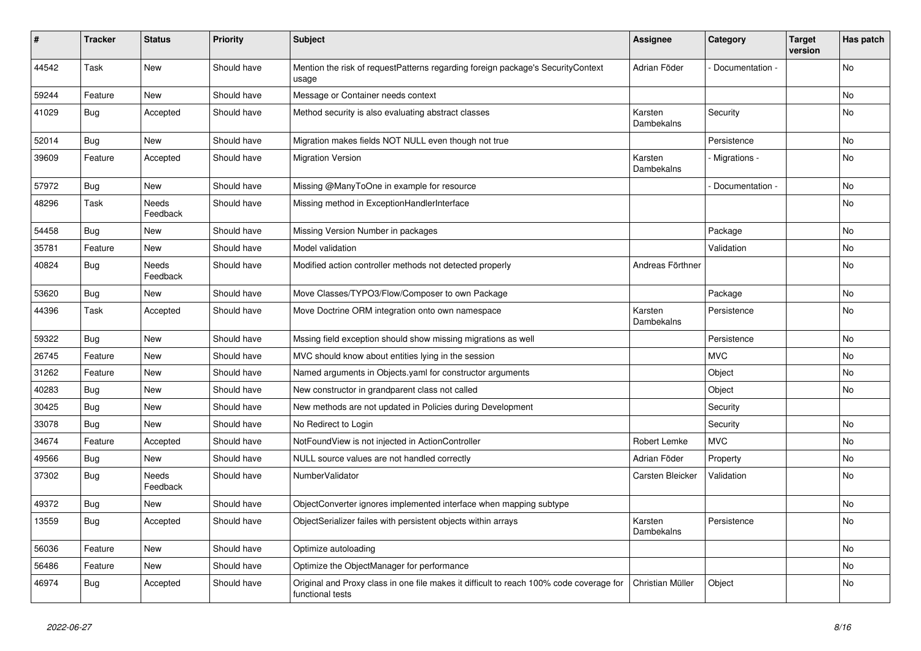| # | Tracker | Status | Priority | Subject | Assignee | Category | Target version | Has patch |
|---|---|---|---|---|---|---|---|---|
| 44542 | Task | New | Should have | Mention the risk of requestPatterns regarding foreign package's SecurityContext usage | Adrian Föder | - Documentation - | | No |
| 59244 | Feature | New | Should have | Message or Container needs context | | | | No |
| 41029 | Bug | Accepted | Should have | Method security is also evaluating abstract classes | Karsten Dambekalns | Security | | No |
| 52014 | Bug | New | Should have | Migration makes fields NOT NULL even though not true | | Persistence | | No |
| 39609 | Feature | Accepted | Should have | Migration Version | Karsten Dambekalns | - Migrations - | | No |
| 57972 | Bug | New | Should have | Missing @ManyToOne in example for resource | | - Documentation - | | No |
| 48296 | Task | Needs Feedback | Should have | Missing method in ExceptionHandlerInterface | | | | No |
| 54458 | Bug | New | Should have | Missing Version Number in packages | | Package | | No |
| 35781 | Feature | New | Should have | Model validation | | Validation | | No |
| 40824 | Bug | Needs Feedback | Should have | Modified action controller methods not detected properly | Andreas Förthner | | | No |
| 53620 | Bug | New | Should have | Move Classes/TYPO3/Flow/Composer to own Package | | Package | | No |
| 44396 | Task | Accepted | Should have | Move Doctrine ORM integration onto own namespace | Karsten Dambekalns | Persistence | | No |
| 59322 | Bug | New | Should have | Mssing field exception should show missing migrations as well | | Persistence | | No |
| 26745 | Feature | New | Should have | MVC should know about entities lying in the session | | MVC | | No |
| 31262 | Feature | New | Should have | Named arguments in Objects.yaml for constructor arguments | | Object | | No |
| 40283 | Bug | New | Should have | New constructor in grandparent class not called | | Object | | No |
| 30425 | Bug | New | Should have | New methods are not updated in Policies during Development | | Security | | |
| 33078 | Bug | New | Should have | No Redirect to Login | | Security | | No |
| 34674 | Feature | Accepted | Should have | NotFoundView is not injected in ActionController | Robert Lemke | MVC | | No |
| 49566 | Bug | New | Should have | NULL source values are not handled correctly | Adrian Föder | Property | | No |
| 37302 | Bug | Needs Feedback | Should have | NumberValidator | Carsten Bleicker | Validation | | No |
| 49372 | Bug | New | Should have | ObjectConverter ignores implemented interface when mapping subtype | | | | No |
| 13559 | Bug | Accepted | Should have | ObjectSerializer failes with persistent objects within arrays | Karsten Dambekalns | Persistence | | No |
| 56036 | Feature | New | Should have | Optimize autoloading | | | | No |
| 56486 | Feature | New | Should have | Optimize the ObjectManager for performance | | | | No |
| 46974 | Bug | Accepted | Should have | Original and Proxy class in one file makes it difficult to reach 100% code coverage for functional tests | Christian Müller | Object | | No |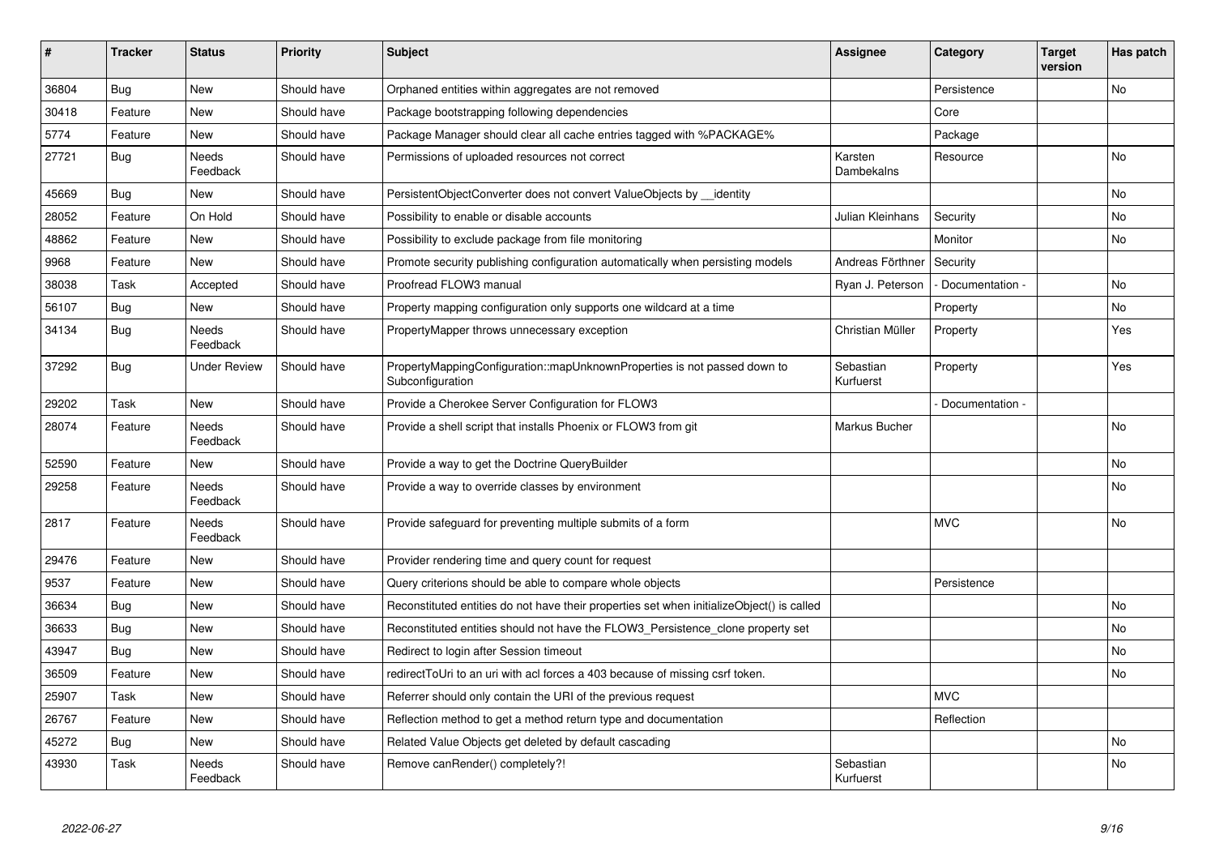| # | Tracker | Status | Priority | Subject | Assignee | Category | Target version | Has patch |
|---|---|---|---|---|---|---|---|---|
| 36804 | Bug | New | Should have | Orphaned entities within aggregates are not removed | | Persistence | | No |
| 30418 | Feature | New | Should have | Package bootstrapping following dependencies | | Core | | |
| 5774 | Feature | New | Should have | Package Manager should clear all cache entries tagged with %PACKAGE% | | Package | | |
| 27721 | Bug | Needs Feedback | Should have | Permissions of uploaded resources not correct | Karsten Dambekalns | Resource | | No |
| 45669 | Bug | New | Should have | PersistentObjectConverter does not convert ValueObjects by __identity | | | | No |
| 28052 | Feature | On Hold | Should have | Possibility to enable or disable accounts | Julian Kleinhans | Security | | No |
| 48862 | Feature | New | Should have | Possibility to exclude package from file monitoring | | Monitor | | No |
| 9968 | Feature | New | Should have | Promote security publishing configuration automatically when persisting models | Andreas Förthner | Security | | |
| 38038 | Task | Accepted | Should have | Proofread FLOW3 manual | Ryan J. Peterson | - Documentation - | | No |
| 56107 | Bug | New | Should have | Property mapping configuration only supports one wildcard at a time | | Property | | No |
| 34134 | Bug | Needs Feedback | Should have | PropertyMapper throws unnecessary exception | Christian Müller | Property | | Yes |
| 37292 | Bug | Under Review | Should have | PropertyMappingConfiguration::mapUnknownProperties is not passed down to Subconfiguration | Sebastian Kurfuerst | Property | | Yes |
| 29202 | Task | New | Should have | Provide a Cherokee Server Configuration for FLOW3 | | - Documentation - | | |
| 28074 | Feature | Needs Feedback | Should have | Provide a shell script that installs Phoenix or FLOW3 from git | Markus Bucher | | | No |
| 52590 | Feature | New | Should have | Provide a way to get the Doctrine QueryBuilder | | | | No |
| 29258 | Feature | Needs Feedback | Should have | Provide a way to override classes by environment | | | | No |
| 2817 | Feature | Needs Feedback | Should have | Provide safeguard for preventing multiple submits of a form | | MVC | | No |
| 29476 | Feature | New | Should have | Provider rendering time and query count for request | | | | |
| 9537 | Feature | New | Should have | Query criterions should be able to compare whole objects | | Persistence | | |
| 36634 | Bug | New | Should have | Reconstituted entities do not have their properties set when initializeObject() is called | | | | No |
| 36633 | Bug | New | Should have | Reconstituted entities should not have the FLOW3_Persistence_clone property set | | | | No |
| 43947 | Bug | New | Should have | Redirect to login after Session timeout | | | | No |
| 36509 | Feature | New | Should have | redirectToUri to an uri with acl forces a 403 because of missing csrf token. | | | | No |
| 25907 | Task | New | Should have | Referrer should only contain the URI of the previous request | | MVC | | |
| 26767 | Feature | New | Should have | Reflection method to get a method return type and documentation | | Reflection | | |
| 45272 | Bug | New | Should have | Related Value Objects get deleted by default cascading | | | | No |
| 43930 | Task | Needs Feedback | Should have | Remove canRender() completely?! | Sebastian Kurfuerst | | | No |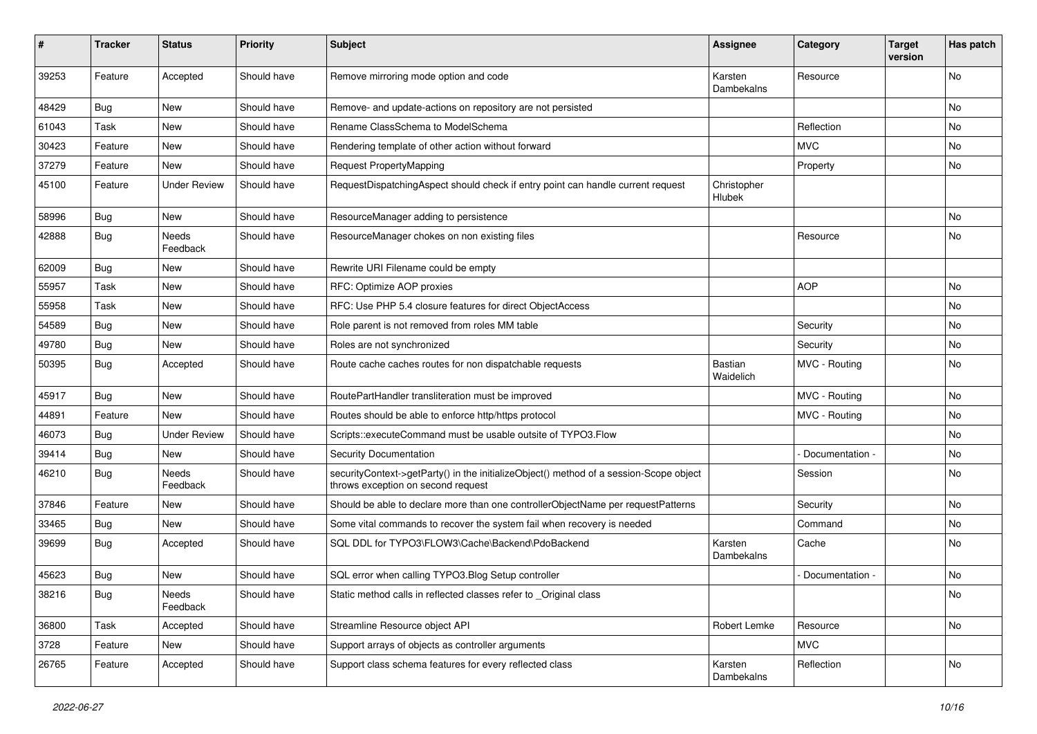| # | Tracker | Status | Priority | Subject | Assignee | Category | Target version | Has patch |
|---|---|---|---|---|---|---|---|---|
| 39253 | Feature | Accepted | Should have | Remove mirroring mode option and code | Karsten Dambekalns | Resource | | No |
| 48429 | Bug | New | Should have | Remove- and update-actions on repository are not persisted | | | | No |
| 61043 | Task | New | Should have | Rename ClassSchema to ModelSchema | | Reflection | | No |
| 30423 | Feature | New | Should have | Rendering template of other action without forward | | MVC | | No |
| 37279 | Feature | New | Should have | Request PropertyMapping | | Property | | No |
| 45100 | Feature | Under Review | Should have | RequestDispatchingAspect should check if entry point can handle current request | Christopher Hlubek | | | |
| 58996 | Bug | New | Should have | ResourceManager adding to persistence | | | | No |
| 42888 | Bug | Needs Feedback | Should have | ResourceManager chokes on non existing files | | Resource | | No |
| 62009 | Bug | New | Should have | Rewrite URI Filename could be empty | | | | |
| 55957 | Task | New | Should have | RFC: Optimize AOP proxies | | AOP | | No |
| 55958 | Task | New | Should have | RFC: Use PHP 5.4 closure features for direct ObjectAccess | | | | No |
| 54589 | Bug | New | Should have | Role parent is not removed from roles MM table | | Security | | No |
| 49780 | Bug | New | Should have | Roles are not synchronized | | Security | | No |
| 50395 | Bug | Accepted | Should have | Route cache caches routes for non dispatchable requests | Bastian Waidelich | MVC - Routing | | No |
| 45917 | Bug | New | Should have | RoutePartHandler transliteration must be improved | | MVC - Routing | | No |
| 44891 | Feature | New | Should have | Routes should be able to enforce http/https protocol | | MVC - Routing | | No |
| 46073 | Bug | Under Review | Should have | Scripts::executeCommand must be usable outsite of TYPO3.Flow | | | | No |
| 39414 | Bug | New | Should have | Security Documentation | | - Documentation - | | No |
| 46210 | Bug | Needs Feedback | Should have | securityContext->getParty() in the initializeObject() method of a session-Scope object throws exception on second request | | Session | | No |
| 37846 | Feature | New | Should have | Should be able to declare more than one controllerObjectName per requestPatterns | | Security | | No |
| 33465 | Bug | New | Should have | Some vital commands to recover the system fail when recovery is needed | | Command | | No |
| 39699 | Bug | Accepted | Should have | SQL DDL for TYPO3\FLOW3\Cache\Backend\PdoBackend | Karsten Dambekalns | Cache | | No |
| 45623 | Bug | New | Should have | SQL error when calling TYPO3.Blog Setup controller | | - Documentation - | | No |
| 38216 | Bug | Needs Feedback | Should have | Static method calls in reflected classes refer to _Original class | | | | No |
| 36800 | Task | Accepted | Should have | Streamline Resource object API | Robert Lemke | Resource | | No |
| 3728 | Feature | New | Should have | Support arrays of objects as controller arguments | | MVC | | |
| 26765 | Feature | Accepted | Should have | Support class schema features for every reflected class | Karsten Dambekalns | Reflection | | No |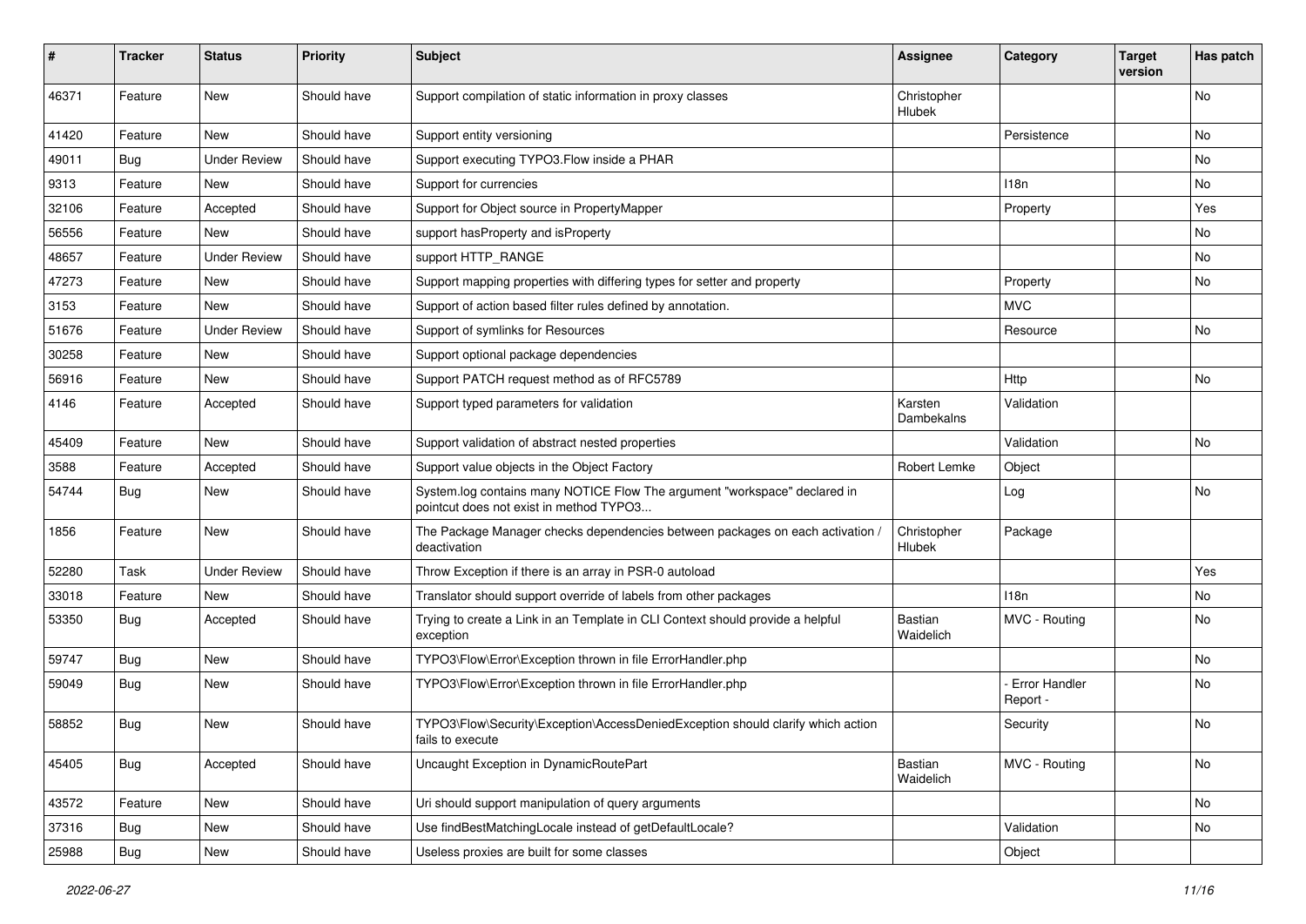| # | Tracker | Status | Priority | Subject | Assignee | Category | Target version | Has patch |
|---|---|---|---|---|---|---|---|---|
| 46371 | Feature | New | Should have | Support compilation of static information in proxy classes | Christopher Hlubek | | | No |
| 41420 | Feature | New | Should have | Support entity versioning | | Persistence | | No |
| 49011 | Bug | Under Review | Should have | Support executing TYPO3.Flow inside a PHAR | | | | No |
| 9313 | Feature | New | Should have | Support for currencies | | I18n | | No |
| 32106 | Feature | Accepted | Should have | Support for Object source in PropertyMapper | | Property | | Yes |
| 56556 | Feature | New | Should have | support hasProperty and isProperty | | | | No |
| 48657 | Feature | Under Review | Should have | support HTTP_RANGE | | | | No |
| 47273 | Feature | New | Should have | Support mapping properties with differing types for setter and property | | Property | | No |
| 3153 | Feature | New | Should have | Support of action based filter rules defined by annotation. | | MVC | | |
| 51676 | Feature | Under Review | Should have | Support of symlinks for Resources | | Resource | | No |
| 30258 | Feature | New | Should have | Support optional package dependencies | | | | |
| 56916 | Feature | New | Should have | Support PATCH request method as of RFC5789 | | Http | | No |
| 4146 | Feature | Accepted | Should have | Support typed parameters for validation | Karsten Dambekalns | Validation | | |
| 45409 | Feature | New | Should have | Support validation of abstract nested properties | | Validation | | No |
| 3588 | Feature | Accepted | Should have | Support value objects in the Object Factory | Robert Lemke | Object | | |
| 54744 | Bug | New | Should have | System.log contains many NOTICE Flow The argument "workspace" declared in pointcut does not exist in method TYPO3... | | Log | | No |
| 1856 | Feature | New | Should have | The Package Manager checks dependencies between packages on each activation / deactivation | Christopher Hlubek | Package | | |
| 52280 | Task | Under Review | Should have | Throw Exception if there is an array in PSR-0 autoload | | | | Yes |
| 33018 | Feature | New | Should have | Translator should support override of labels from other packages | | I18n | | No |
| 53350 | Bug | Accepted | Should have | Trying to create a Link in an Template in CLI Context should provide a helpful exception | Bastian Waidelich | MVC - Routing | | No |
| 59747 | Bug | New | Should have | TYPO3\Flow\Error\Exception thrown in file ErrorHandler.php | | | | No |
| 59049 | Bug | New | Should have | TYPO3\Flow\Error\Exception thrown in file ErrorHandler.php | | - Error Handler Report - | | No |
| 58852 | Bug | New | Should have | TYPO3\Flow\Security\Exception\AccessDeniedException should clarify which action fails to execute | | Security | | No |
| 45405 | Bug | Accepted | Should have | Uncaught Exception in DynamicRoutePart | Bastian Waidelich | MVC - Routing | | No |
| 43572 | Feature | New | Should have | Uri should support manipulation of query arguments | | | | No |
| 37316 | Bug | New | Should have | Use findBestMatchingLocale instead of getDefaultLocale? | | Validation | | No |
| 25988 | Bug | New | Should have | Useless proxies are built for some classes | | Object | | |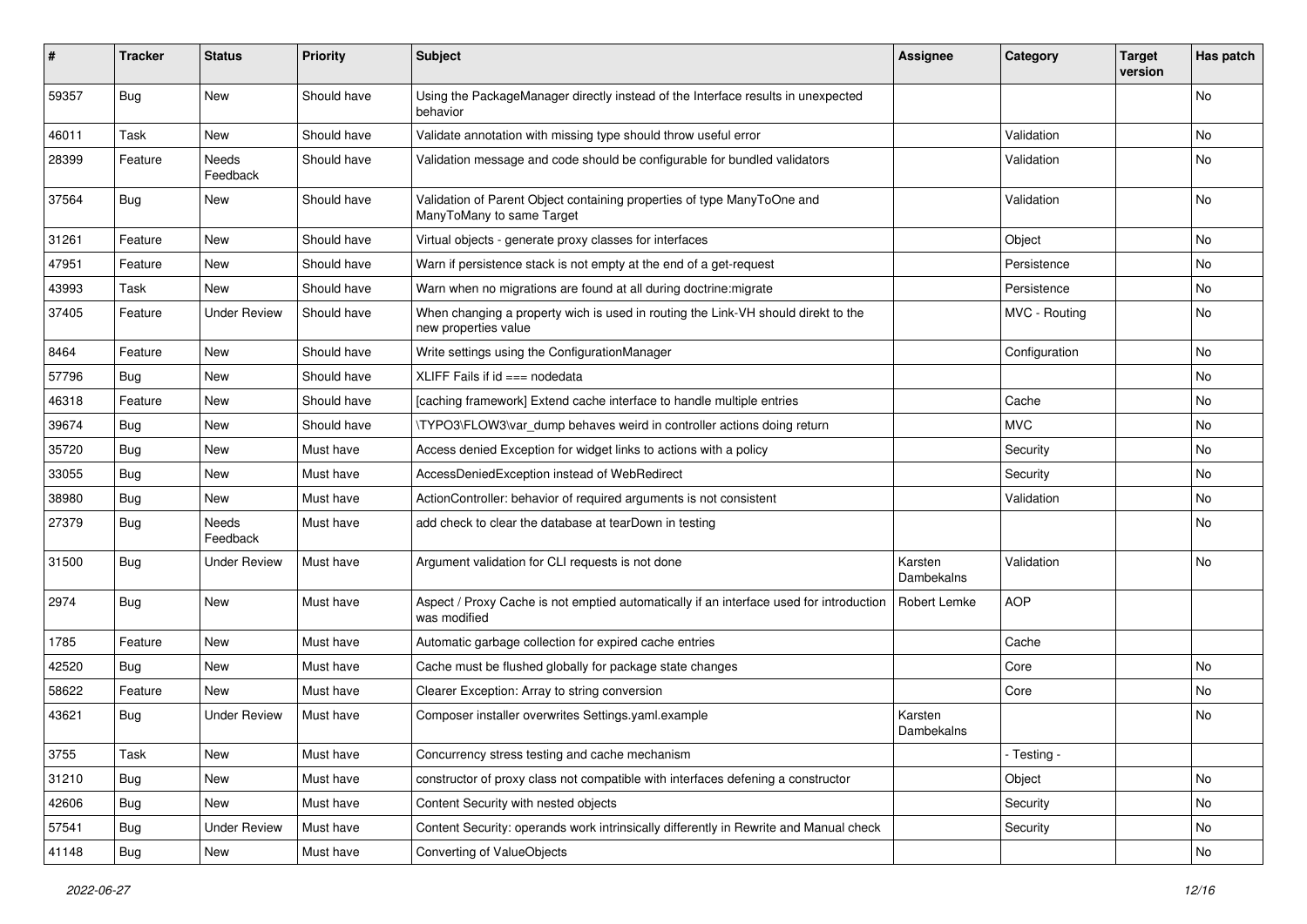| # | Tracker | Status | Priority | Subject | Assignee | Category | Target version | Has patch |
|---|---|---|---|---|---|---|---|---|
| 59357 | Bug | New | Should have | Using the PackageManager directly instead of the Interface results in unexpected behavior | | | | No |
| 46011 | Task | New | Should have | Validate annotation with missing type should throw useful error | | Validation | | No |
| 28399 | Feature | Needs Feedback | Should have | Validation message and code should be configurable for bundled validators | | Validation | | No |
| 37564 | Bug | New | Should have | Validation of Parent Object containing properties of type ManyToOne and ManyToMany to same Target | | Validation | | No |
| 31261 | Feature | New | Should have | Virtual objects - generate proxy classes for interfaces | | Object | | No |
| 47951 | Feature | New | Should have | Warn if persistence stack is not empty at the end of a get-request | | Persistence | | No |
| 43993 | Task | New | Should have | Warn when no migrations are found at all during doctrine:migrate | | Persistence | | No |
| 37405 | Feature | Under Review | Should have | When changing a property wich is used in routing the Link-VH should direkt to the new properties value | | MVC - Routing | | No |
| 8464 | Feature | New | Should have | Write settings using the ConfigurationManager | | Configuration | | No |
| 57796 | Bug | New | Should have | XLIFF Fails if id === nodedata | | | | No |
| 46318 | Feature | New | Should have | [caching framework] Extend cache interface to handle multiple entries | | Cache | | No |
| 39674 | Bug | New | Should have | \TYPO3\FLOW3\var_dump behaves weird in controller actions doing return | | MVC | | No |
| 35720 | Bug | New | Must have | Access denied Exception for widget links to actions with a policy | | Security | | No |
| 33055 | Bug | New | Must have | AccessDeniedException instead of WebRedirect | | Security | | No |
| 38980 | Bug | New | Must have | ActionController: behavior of required arguments is not consistent | | Validation | | No |
| 27379 | Bug | Needs Feedback | Must have | add check to clear the database at tearDown in testing | | | | No |
| 31500 | Bug | Under Review | Must have | Argument validation for CLI requests is not done | Karsten Dambekalns | Validation | | No |
| 2974 | Bug | New | Must have | Aspect / Proxy Cache is not emptied automatically if an interface used for introduction was modified | Robert Lemke | AOP | | |
| 1785 | Feature | New | Must have | Automatic garbage collection for expired cache entries | | Cache | | |
| 42520 | Bug | New | Must have | Cache must be flushed globally for package state changes | | Core | | No |
| 58622 | Feature | New | Must have | Clearer Exception: Array to string conversion | | Core | | No |
| 43621 | Bug | Under Review | Must have | Composer installer overwrites Settings.yaml.example | Karsten Dambekalns | | | No |
| 3755 | Task | New | Must have | Concurrency stress testing and cache mechanism | | - Testing - | | |
| 31210 | Bug | New | Must have | constructor of proxy class not compatible with interfaces defening a constructor | | Object | | No |
| 42606 | Bug | New | Must have | Content Security with nested objects | | Security | | No |
| 57541 | Bug | Under Review | Must have | Content Security: operands work intrinsically differently in Rewrite and Manual check | | Security | | No |
| 41148 | Bug | New | Must have | Converting of ValueObjects | | | | No |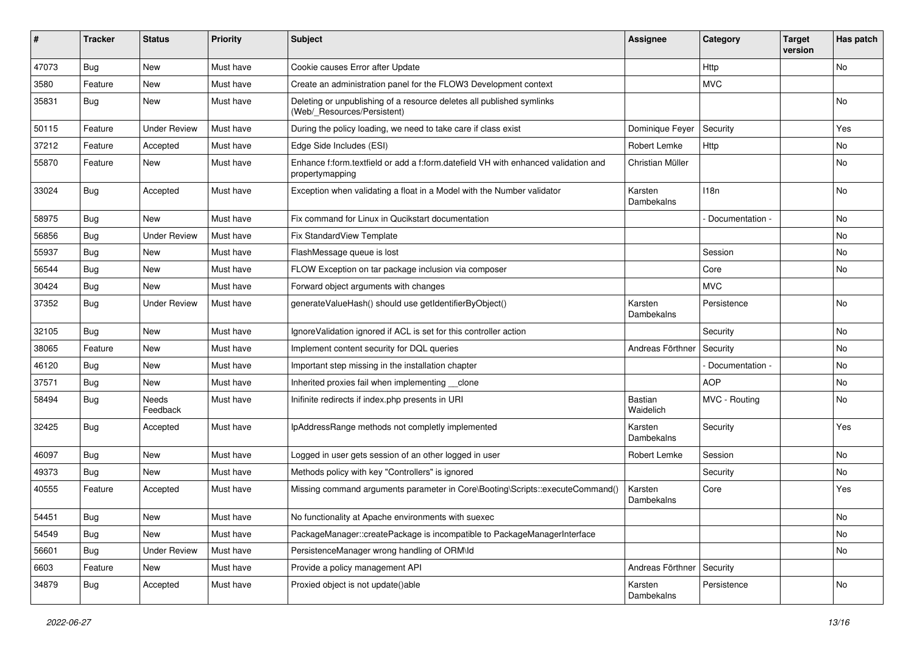| # | Tracker | Status | Priority | Subject | Assignee | Category | Target version | Has patch |
|---|---|---|---|---|---|---|---|---|
| 47073 | Bug | New | Must have | Cookie causes Error after Update | | Http | | No |
| 3580 | Feature | New | Must have | Create an administration panel for the FLOW3 Development context | | MVC | | |
| 35831 | Bug | New | Must have | Deleting or unpublishing of a resource deletes all published symlinks (Web/_Resources/Persistent) | | | | No |
| 50115 | Feature | Under Review | Must have | During the policy loading, we need to take care if class exist | Dominique Feyer | Security | | Yes |
| 37212 | Feature | Accepted | Must have | Edge Side Includes (ESI) | Robert Lemke | Http | | No |
| 55870 | Feature | New | Must have | Enhance f:form.textfield or add a f:form.datefield VH with enhanced validation and propertymapping | Christian Müller | | | No |
| 33024 | Bug | Accepted | Must have | Exception when validating a float in a Model with the Number validator | Karsten Dambekalns | I18n | | No |
| 58975 | Bug | New | Must have | Fix command for Linux in Qucikstart documentation | | - Documentation - | | No |
| 56856 | Bug | Under Review | Must have | Fix StandardView Template | | | | No |
| 55937 | Bug | New | Must have | FlashMessage queue is lost | | Session | | No |
| 56544 | Bug | New | Must have | FLOW Exception on tar package inclusion via composer | | Core | | No |
| 30424 | Bug | New | Must have | Forward object arguments with changes | | MVC | | |
| 37352 | Bug | Under Review | Must have | generateValueHash() should use getIdentifierByObject() | Karsten Dambekalns | Persistence | | No |
| 32105 | Bug | New | Must have | IgnoreValidation ignored if ACL is set for this controller action | | Security | | No |
| 38065 | Feature | New | Must have | Implement content security for DQL queries | Andreas Förthner | Security | | No |
| 46120 | Bug | New | Must have | Important step missing in the installation chapter | | - Documentation - | | No |
| 37571 | Bug | New | Must have | Inherited proxies fail when implementing __clone | | AOP | | No |
| 58494 | Bug | Needs Feedback | Must have | Inifinite redirects if index.php presents in URI | Bastian Waidelich | MVC - Routing | | No |
| 32425 | Bug | Accepted | Must have | IpAddressRange methods not completly implemented | Karsten Dambekalns | Security | | Yes |
| 46097 | Bug | New | Must have | Logged in user gets session of an other logged in user | Robert Lemke | Session | | No |
| 49373 | Bug | New | Must have | Methods policy with key "Controllers" is ignored | | Security | | No |
| 40555 | Feature | Accepted | Must have | Missing command arguments parameter in Core\Booting\Scripts::executeCommand() | Karsten Dambekalns | Core | | Yes |
| 54451 | Bug | New | Must have | No functionality at Apache environments with suexec | | | | No |
| 54549 | Bug | New | Must have | PackageManager::createPackage is incompatible to PackageManagerInterface | | | | No |
| 56601 | Bug | Under Review | Must have | PersistenceManager wrong handling of ORM\Id | | | | No |
| 6603 | Feature | New | Must have | Provide a policy management API | Andreas Förthner | Security | | |
| 34879 | Bug | Accepted | Must have | Proxied object is not update()able | Karsten Dambekalns | Persistence | | No |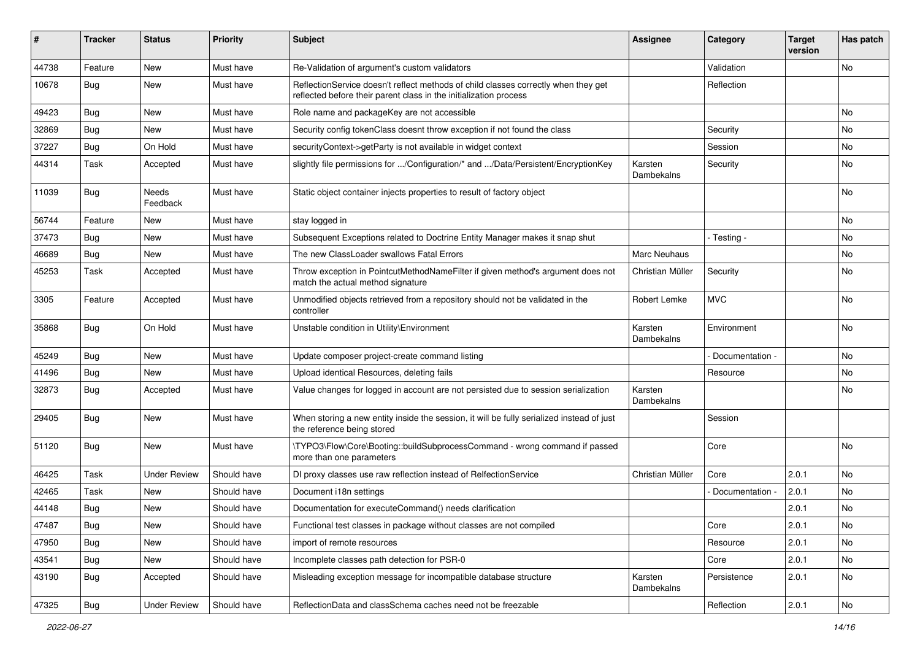| # | Tracker | Status | Priority | Subject | Assignee | Category | Target version | Has patch |
|---|---|---|---|---|---|---|---|---|
| 44738 | Feature | New | Must have | Re-Validation of argument's custom validators | | Validation | | No |
| 10678 | Bug | New | Must have | ReflectionService doesn't reflect methods of child classes correctly when they get reflected before their parent class in the initialization process | | Reflection | | |
| 49423 | Bug | New | Must have | Role name and packageKey are not accessible | | | | No |
| 32869 | Bug | New | Must have | Security config tokenClass doesnt throw exception if not found the class | | Security | | No |
| 37227 | Bug | On Hold | Must have | securityContext->getParty is not available in widget context | | Session | | No |
| 44314 | Task | Accepted | Must have | slightly file permissions for .../Configuration/* and .../Data/Persistent/EncryptionKey | Karsten Dambekalns | Security | | No |
| 11039 | Bug | Needs Feedback | Must have | Static object container injects properties to result of factory object | | | | No |
| 56744 | Feature | New | Must have | stay logged in | | | | No |
| 37473 | Bug | New | Must have | Subsequent Exceptions related to Doctrine Entity Manager makes it snap shut | | - Testing - | | No |
| 46689 | Bug | New | Must have | The new ClassLoader swallows Fatal Errors | Marc Neuhaus | | | No |
| 45253 | Task | Accepted | Must have | Throw exception in PointcutMethodNameFilter if given method's argument does not match the actual method signature | Christian Müller | Security | | No |
| 3305 | Feature | Accepted | Must have | Unmodified objects retrieved from a repository should not be validated in the controller | Robert Lemke | MVC | | No |
| 35868 | Bug | On Hold | Must have | Unstable condition in Utility\Environment | Karsten Dambekalns | Environment | | No |
| 45249 | Bug | New | Must have | Update composer project-create command listing | | - Documentation - | | No |
| 41496 | Bug | New | Must have | Upload identical Resources, deleting fails | | Resource | | No |
| 32873 | Bug | Accepted | Must have | Value changes for logged in account are not persisted due to session serialization | Karsten Dambekalns | | | No |
| 29405 | Bug | New | Must have | When storing a new entity inside the session, it will be fully serialized instead of just the reference being stored | | Session | | |
| 51120 | Bug | New | Must have | \TYPO3\Flow\Core\Booting::buildSubprocessCommand - wrong command if passed more than one parameters | | Core | | No |
| 46425 | Task | Under Review | Should have | DI proxy classes use raw reflection instead of RelfectionService | Christian Müller | Core | 2.0.1 | No |
| 42465 | Task | New | Should have | Document i18n settings | | - Documentation - | 2.0.1 | No |
| 44148 | Bug | New | Should have | Documentation for executeCommand() needs clarification | | | 2.0.1 | No |
| 47487 | Bug | New | Should have | Functional test classes in package without classes are not compiled | | Core | 2.0.1 | No |
| 47950 | Bug | New | Should have | import of remote resources | | Resource | 2.0.1 | No |
| 43541 | Bug | New | Should have | Incomplete classes path detection for PSR-0 | | Core | 2.0.1 | No |
| 43190 | Bug | Accepted | Should have | Misleading exception message for incompatible database structure | Karsten Dambekalns | Persistence | 2.0.1 | No |
| 47325 | Bug | Under Review | Should have | ReflectionData and classSchema caches need not be freezable | | Reflection | 2.0.1 | No |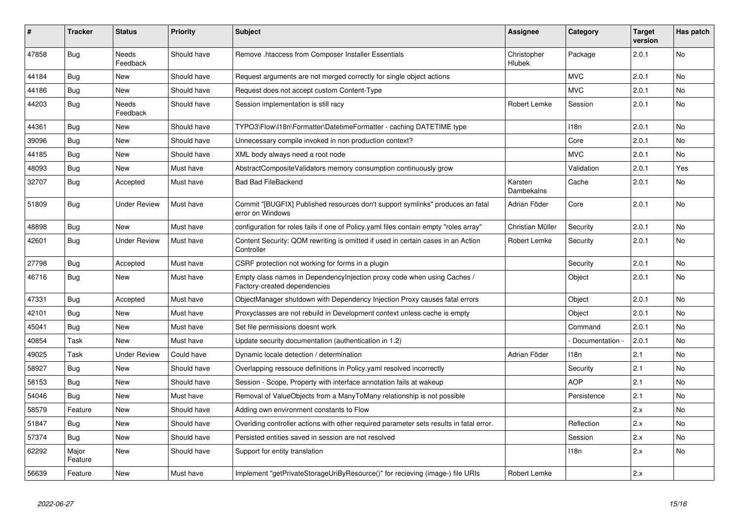| # | Tracker | Status | Priority | Subject | Assignee | Category | Target version | Has patch |
|---|---|---|---|---|---|---|---|---|
| 47858 | Bug | Needs Feedback | Should have | Remove .htaccess from Composer Installer Essentials | Christopher Hlubek | Package | 2.0.1 | No |
| 44184 | Bug | New | Should have | Request arguments are not merged correctly for single object actions | | MVC | 2.0.1 | No |
| 44186 | Bug | New | Should have | Request does not accept custom Content-Type | | MVC | 2.0.1 | No |
| 44203 | Bug | Needs Feedback | Should have | Session implementation is still racy | Robert Lemke | Session | 2.0.1 | No |
| 44361 | Bug | New | Should have | TYPO3\Flow\I18n\Formatter\DatetimeFormatter - caching DATETIME type | | I18n | 2.0.1 | No |
| 39096 | Bug | New | Should have | Unnecessary compile invoked in non production context? | | Core | 2.0.1 | No |
| 44185 | Bug | New | Should have | XML body always need a root node | | MVC | 2.0.1 | No |
| 48093 | Bug | New | Must have | AbstractCompositeValidators memory consumption continuously grow | | Validation | 2.0.1 | Yes |
| 32707 | Bug | Accepted | Must have | Bad Bad FileBackend | Karsten Dambekalns | Cache | 2.0.1 | No |
| 51809 | Bug | Under Review | Must have | Commit "[BUGFIX] Published resources don't support symlinks" produces an fatal error on Windows | Adrian Föder | Core | 2.0.1 | No |
| 48898 | Bug | New | Must have | configuration for roles fails if one of Policy.yaml files contain empty "roles array" | Christian Müller | Security | 2.0.1 | No |
| 42601 | Bug | Under Review | Must have | Content Security: QOM rewriting is omitted if used in certain cases in an Action Controller | Robert Lemke | Security | 2.0.1 | No |
| 27798 | Bug | Accepted | Must have | CSRF protection not working for forms in a plugin | | Security | 2.0.1 | No |
| 46716 | Bug | New | Must have | Empty class names in DependencyInjection proxy code when using Caches / Factory-created dependencies | | Object | 2.0.1 | No |
| 47331 | Bug | Accepted | Must have | ObjectManager shutdown with Dependency Injection Proxy causes fatal errors | | Object | 2.0.1 | No |
| 42101 | Bug | New | Must have | Proxyclasses are not rebuild in Development context unless cache is empty | | Object | 2.0.1 | No |
| 45041 | Bug | New | Must have | Set file permissions doesnt work | | Command | 2.0.1 | No |
| 40854 | Task | New | Must have | Update security documentation (authentication in 1.2) | | - Documentation - | 2.0.1 | No |
| 49025 | Task | Under Review | Could have | Dynamic locale detection / determination | Adrian Föder | I18n | 2.1 | No |
| 58927 | Bug | New | Should have | Overlapping ressouce definitions in Policy.yaml resolved incorrectly | | Security | 2.1 | No |
| 58153 | Bug | New | Should have | Session - Scope, Property with interface annotation fails at wakeup | | AOP | 2.1 | No |
| 54046 | Bug | New | Must have | Removal of ValueObjects from a ManyToMany relationship is not possible | | Persistence | 2.1 | No |
| 58579 | Feature | New | Should have | Adding own environment constants to Flow | | | 2.x | No |
| 51847 | Bug | New | Should have | Overiding controller actions with other required parameter sets results in fatal error. | | Reflection | 2.x | No |
| 57374 | Bug | New | Should have | Persisted entities saved in session are not resolved | | Session | 2.x | No |
| 62292 | Major Feature | New | Should have | Support for entity translation | | I18n | 2.x | No |
| 56639 | Feature | New | Must have | Implement "getPrivateStorageUriByResource()" for recieving (image-) file URIs | Robert Lemke | | 2.x | |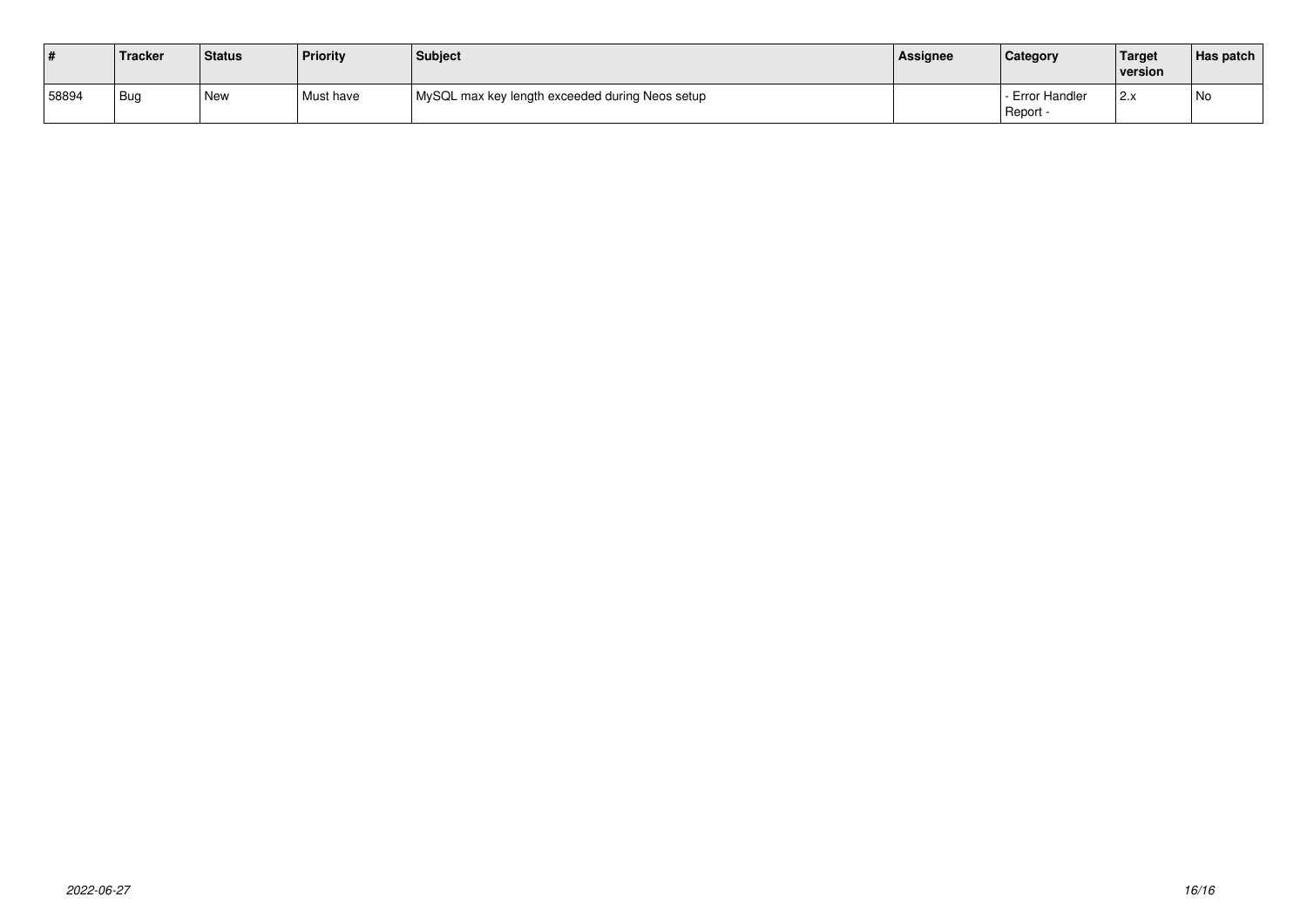| # | Tracker | Status | Priority | Subject | Assignee | Category | Target version | Has patch |
|---|---|---|---|---|---|---|---|---|
| 58894 | Bug | New | Must have | MySQL max key length exceeded during Neos setup | | - Error Handler Report - | 2.x | No |